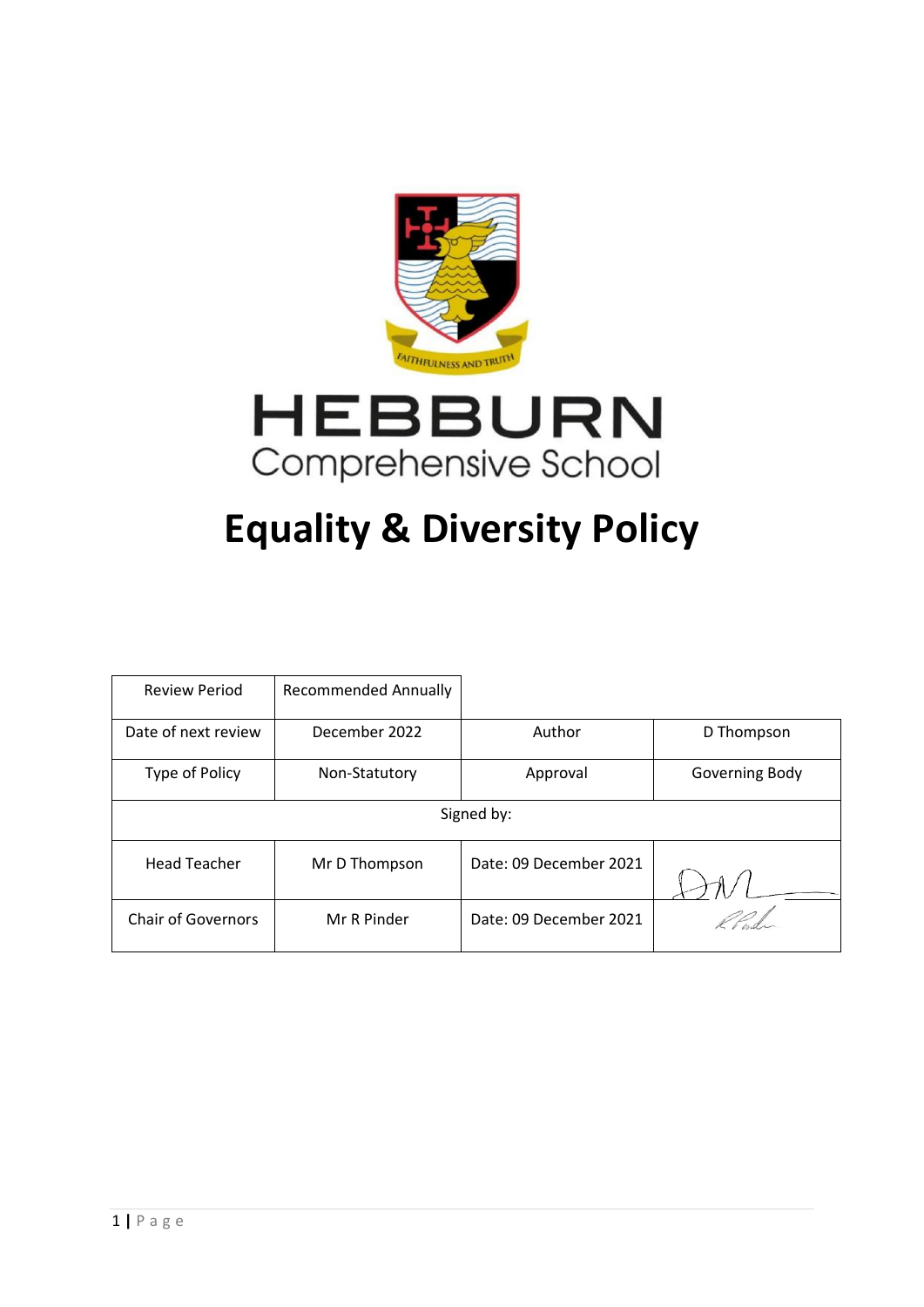HEBBURN
Comprehensive School

# Equality & Diversity Policy

| | | | |
|---|---|---|---|
| Review Period | Recommended Annually | | |
| Date of next review | December 2022 | Author | D Thompson |
| Type of Policy | Non-Statutory | Approval | Governing Body |
| Signed by: | | | |
| Head Teacher | Mr D Thompson | Date: 09 December 2021 | |
| Chair of Governors | Mr R Pinder | Date: 09 December 2021 | |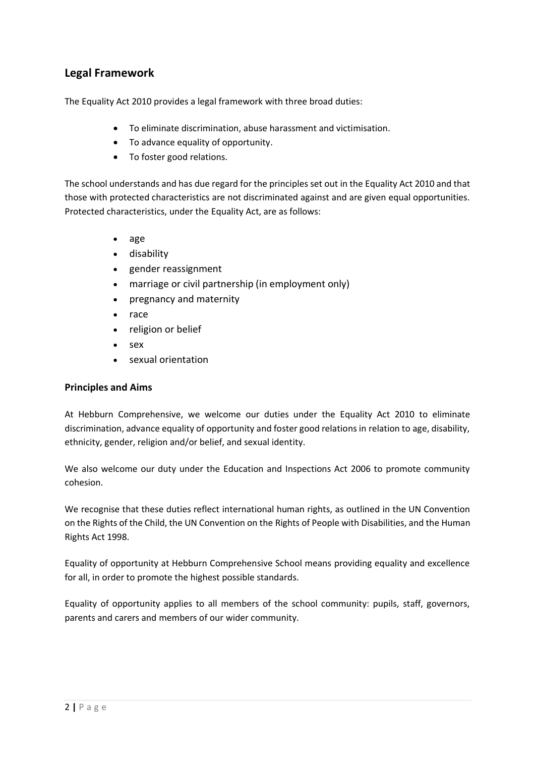## Legal Framework

The Equality Act 2010 provides a legal framework with three broad duties:

- To eliminate discrimination, abuse harassment and victimisation.
- To advance equality of opportunity.
- To foster good relations.

The school understands and has due regard for the principles set out in the Equality Act 2010 and that those with protected characteristics are not discriminated against and are given equal opportunities. Protected characteristics, under the Equality Act, are as follows:

- age
- disability
- gender reassignment
- marriage or civil partnership (in employment only)
- pregnancy and maternity
- race
- religion or belief
- sex
- sexual orientation

### Principles and Aims

At Hebburn Comprehensive, we welcome our duties under the Equality Act 2010 to eliminate discrimination, advance equality of opportunity and foster good relations in relation to age, disability, ethnicity, gender, religion and/or belief, and sexual identity.

We also welcome our duty under the Education and Inspections Act 2006 to promote community cohesion.

We recognise that these duties reflect international human rights, as outlined in the UN Convention on the Rights of the Child, the UN Convention on the Rights of People with Disabilities, and the Human Rights Act 1998.

Equality of opportunity at Hebburn Comprehensive School means providing equality and excellence for all, in order to promote the highest possible standards.

Equality of opportunity applies to all members of the school community: pupils, staff, governors, parents and carers and members of our wider community.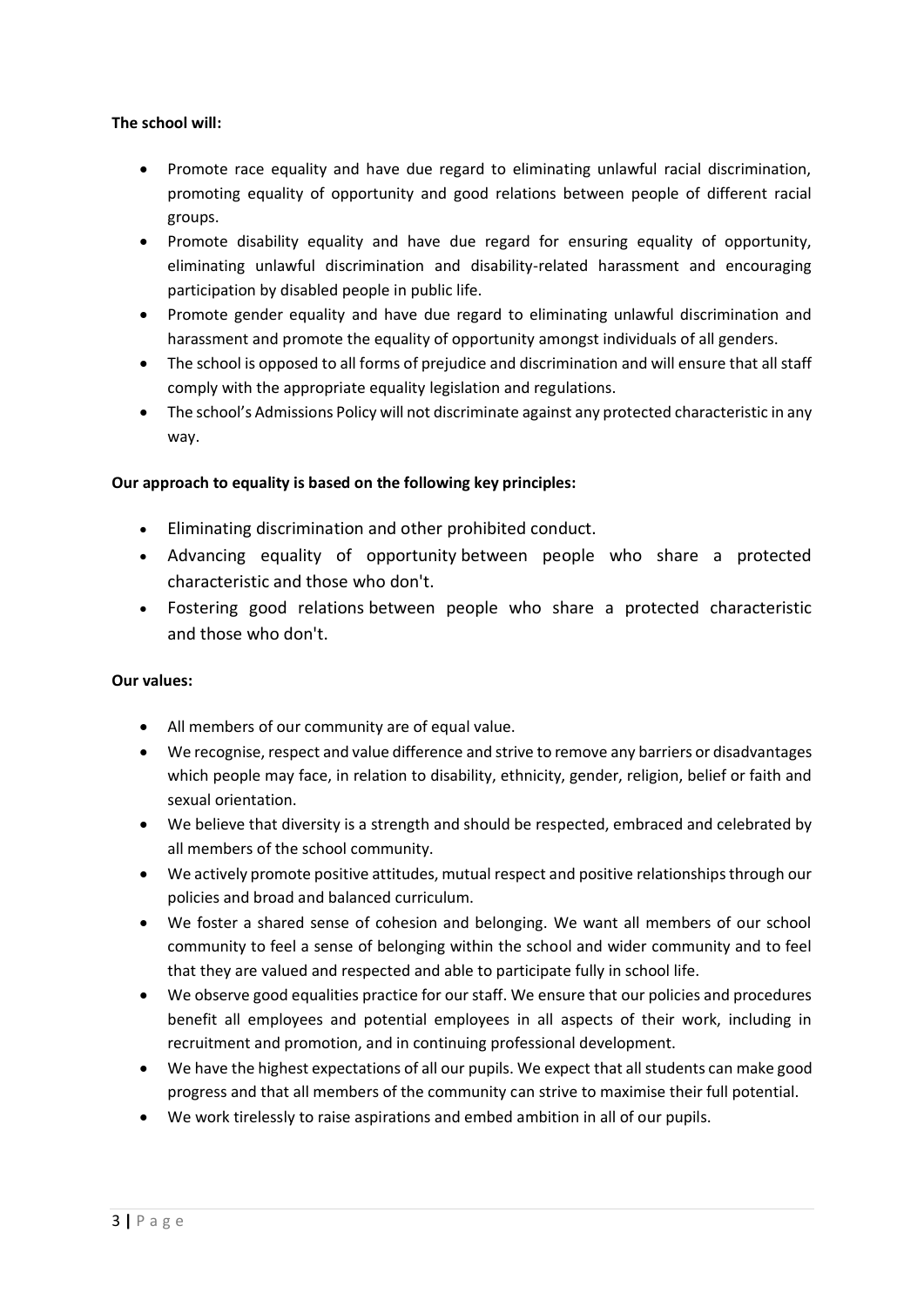**The school will:**

- Promote race equality and have due regard to eliminating unlawful racial discrimination, promoting equality of opportunity and good relations between people of different racial groups.
- Promote disability equality and have due regard for ensuring equality of opportunity, eliminating unlawful discrimination and disability-related harassment and encouraging participation by disabled people in public life.
- Promote gender equality and have due regard to eliminating unlawful discrimination and harassment and promote the equality of opportunity amongst individuals of all genders.
- The school is opposed to all forms of prejudice and discrimination and will ensure that all staff comply with the appropriate equality legislation and regulations.
- The school's Admissions Policy will not discriminate against any protected characteristic in any way.

**Our approach to equality is based on the following key principles:**

- Eliminating discrimination and other prohibited conduct.
- Advancing equality of opportunity between people who share a protected characteristic and those who don't.
- Fostering good relations between people who share a protected characteristic and those who don't.

**Our values:**

- All members of our community are of equal value.
- We recognise, respect and value difference and strive to remove any barriers or disadvantages which people may face, in relation to disability, ethnicity, gender, religion, belief or faith and sexual orientation.
- We believe that diversity is a strength and should be respected, embraced and celebrated by all members of the school community.
- We actively promote positive attitudes, mutual respect and positive relationships through our policies and broad and balanced curriculum.
- We foster a shared sense of cohesion and belonging. We want all members of our school community to feel a sense of belonging within the school and wider community and to feel that they are valued and respected and able to participate fully in school life.
- We observe good equalities practice for our staff. We ensure that our policies and procedures benefit all employees and potential employees in all aspects of their work, including in recruitment and promotion, and in continuing professional development.
- We have the highest expectations of all our pupils. We expect that all students can make good progress and that all members of the community can strive to maximise their full potential.
- We work tirelessly to raise aspirations and embed ambition in all of our pupils.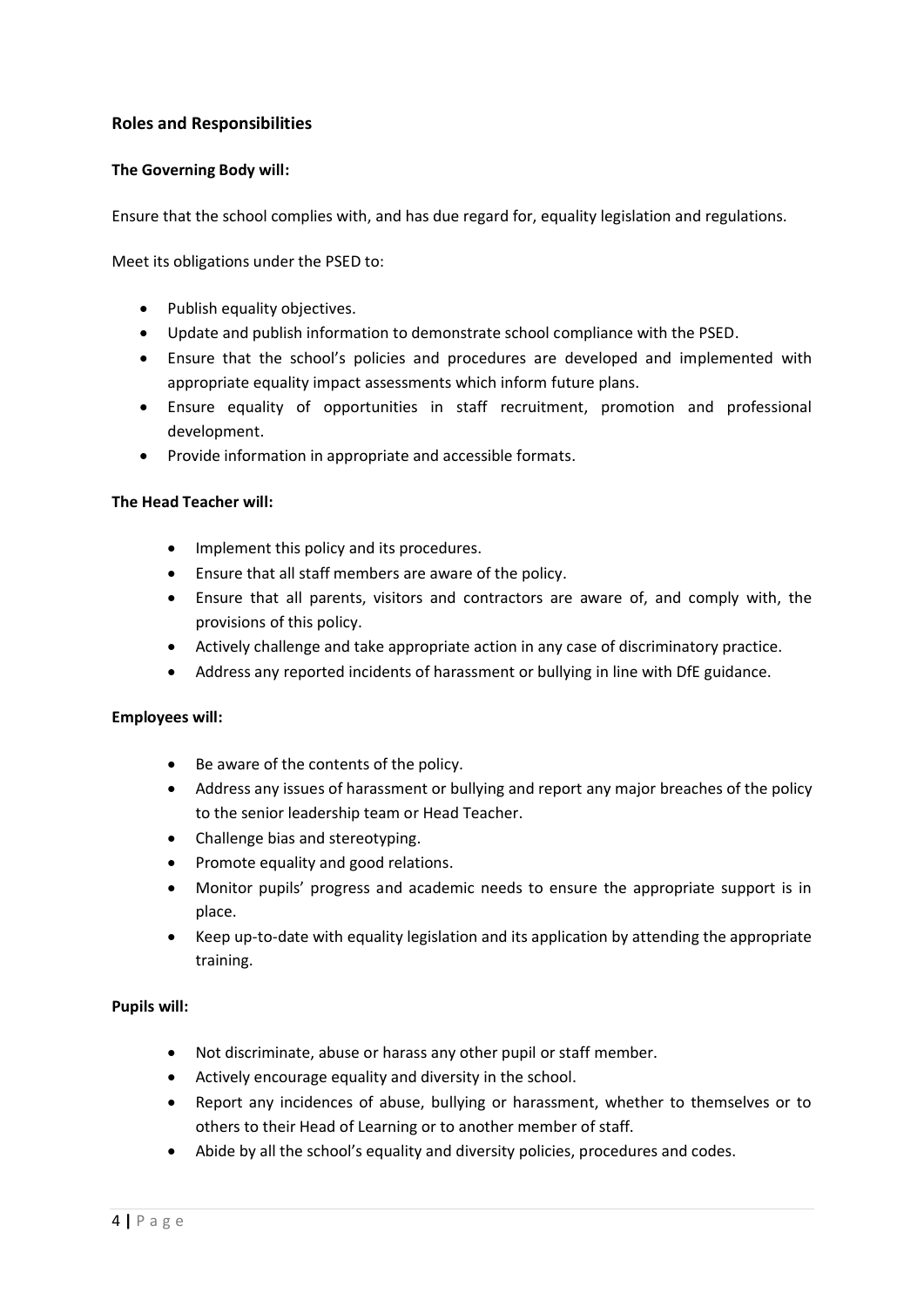## Roles and Responsibilities

**The Governing Body will:**

Ensure that the school complies with, and has due regard for, equality legislation and regulations.

Meet its obligations under the PSED to:

- Publish equality objectives.
- Update and publish information to demonstrate school compliance with the PSED.
- Ensure that the school's policies and procedures are developed and implemented with appropriate equality impact assessments which inform future plans.
- Ensure equality of opportunities in staff recruitment, promotion and professional development.
- Provide information in appropriate and accessible formats.

**The Head Teacher will:**

- Implement this policy and its procedures.
- Ensure that all staff members are aware of the policy.
- Ensure that all parents, visitors and contractors are aware of, and comply with, the provisions of this policy.
- Actively challenge and take appropriate action in any case of discriminatory practice.
- Address any reported incidents of harassment or bullying in line with DfE guidance.

**Employees will:**

- Be aware of the contents of the policy.
- Address any issues of harassment or bullying and report any major breaches of the policy to the senior leadership team or Head Teacher.
- Challenge bias and stereotyping.
- Promote equality and good relations.
- Monitor pupils' progress and academic needs to ensure the appropriate support is in place.
- Keep up-to-date with equality legislation and its application by attending the appropriate training.

**Pupils will:**

- Not discriminate, abuse or harass any other pupil or staff member.
- Actively encourage equality and diversity in the school.
- Report any incidences of abuse, bullying or harassment, whether to themselves or to others to their Head of Learning or to another member of staff.
- Abide by all the school's equality and diversity policies, procedures and codes.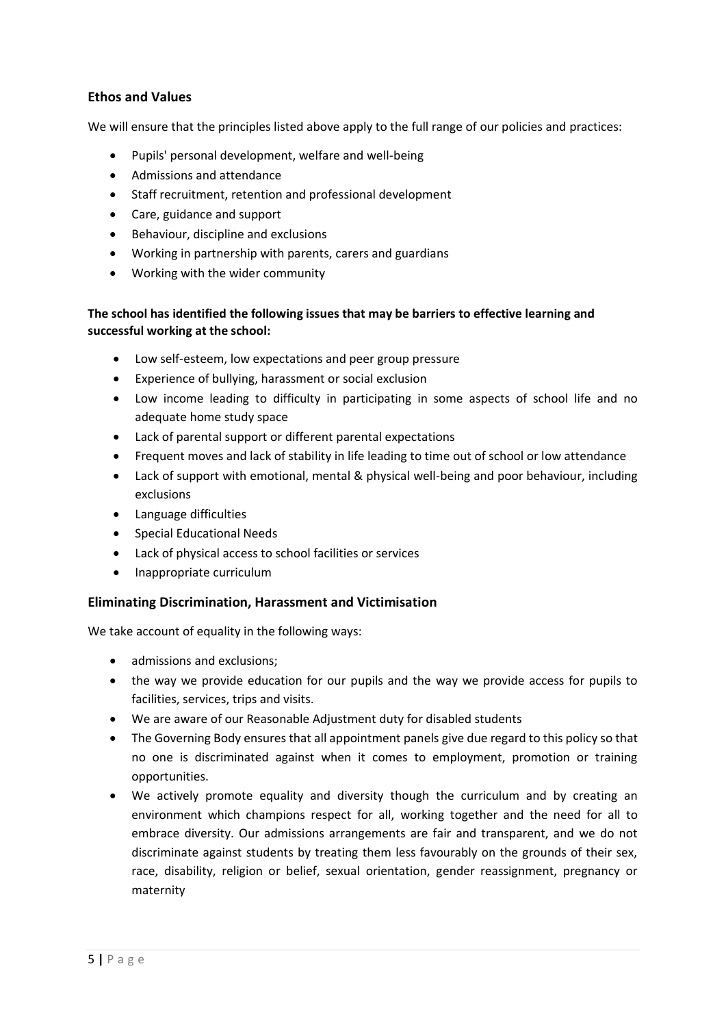## Ethos and Values

We will ensure that the principles listed above apply to the full range of our policies and practices:

- Pupils' personal development, welfare and well-being
- Admissions and attendance
- Staff recruitment, retention and professional development
- Care, guidance and support
- Behaviour, discipline and exclusions
- Working in partnership with parents, carers and guardians
- Working with the wider community

**The school has identified the following issues that may be barriers to effective learning and successful working at the school:**

- Low self-esteem, low expectations and peer group pressure
- Experience of bullying, harassment or social exclusion
- Low income leading to difficulty in participating in some aspects of school life and no adequate home study space
- Lack of parental support or different parental expectations
- Frequent moves and lack of stability in life leading to time out of school or low attendance
- Lack of support with emotional, mental & physical well-being and poor behaviour, including exclusions
- Language difficulties
- Special Educational Needs
- Lack of physical access to school facilities or services
- Inappropriate curriculum

## Eliminating Discrimination, Harassment and Victimisation

We take account of equality in the following ways:

- admissions and exclusions;
- the way we provide education for our pupils and the way we provide access for pupils to facilities, services, trips and visits.
- We are aware of our Reasonable Adjustment duty for disabled students
- The Governing Body ensures that all appointment panels give due regard to this policy so that no one is discriminated against when it comes to employment, promotion or training opportunities.
- We actively promote equality and diversity though the curriculum and by creating an environment which champions respect for all, working together and the need for all to embrace diversity. Our admissions arrangements are fair and transparent, and we do not discriminate against students by treating them less favourably on the grounds of their sex, race, disability, religion or belief, sexual orientation, gender reassignment, pregnancy or maternity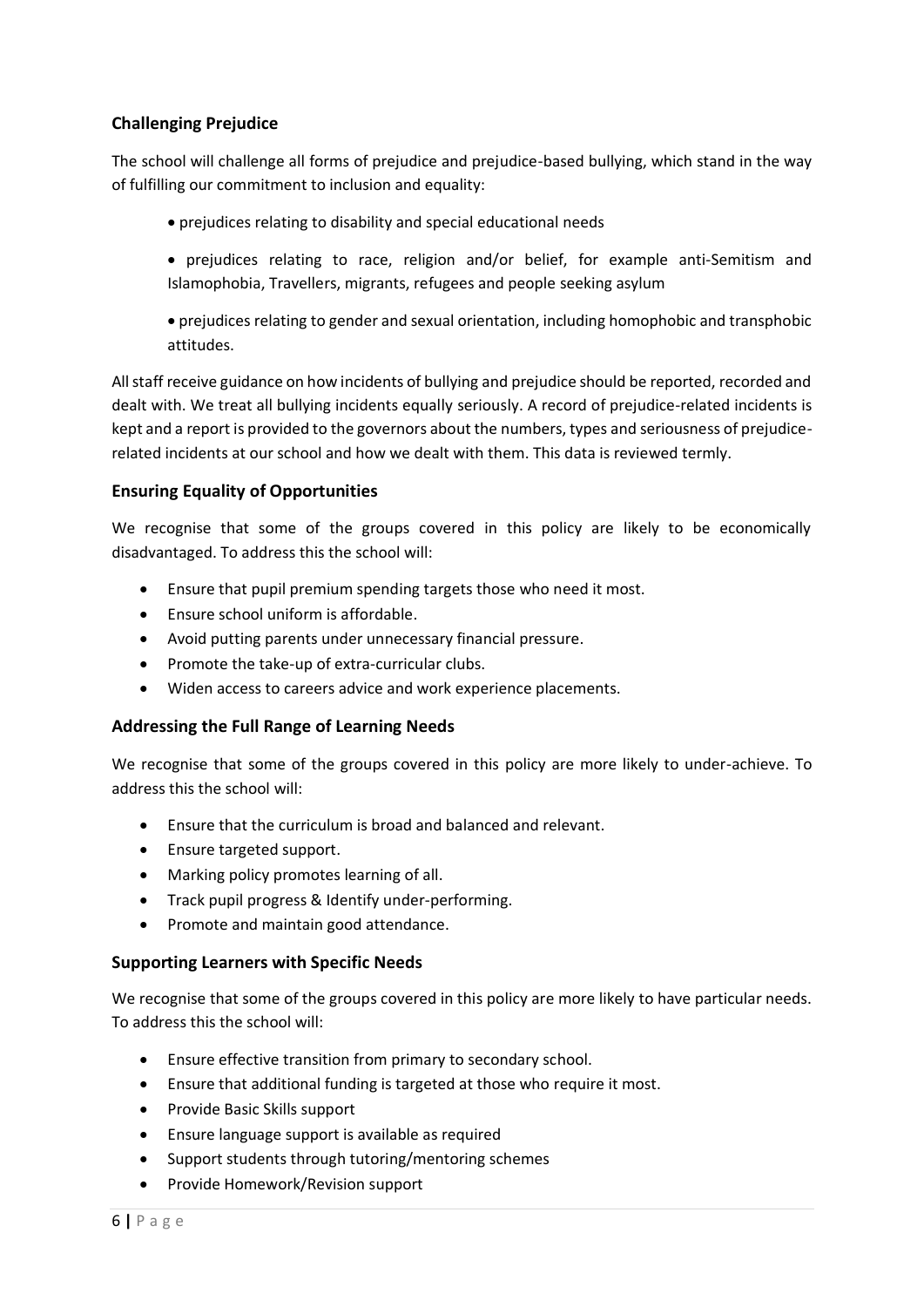## Challenging Prejudice

The school will challenge all forms of prejudice and prejudice-based bullying, which stand in the way of fulfilling our commitment to inclusion and equality:

- prejudices relating to disability and special educational needs
- prejudices relating to race, religion and/or belief, for example anti-Semitism and Islamophobia, Travellers, migrants, refugees and people seeking asylum
- prejudices relating to gender and sexual orientation, including homophobic and transphobic attitudes.

All staff receive guidance on how incidents of bullying and prejudice should be reported, recorded and dealt with. We treat all bullying incidents equally seriously. A record of prejudice-related incidents is kept and a report is provided to the governors about the numbers, types and seriousness of prejudice-related incidents at our school and how we dealt with them. This data is reviewed termly.

## Ensuring Equality of Opportunities

We recognise that some of the groups covered in this policy are likely to be economically disadvantaged. To address this the school will:

- Ensure that pupil premium spending targets those who need it most.
- Ensure school uniform is affordable.
- Avoid putting parents under unnecessary financial pressure.
- Promote the take-up of extra-curricular clubs.
- Widen access to careers advice and work experience placements.

## Addressing the Full Range of Learning Needs

We recognise that some of the groups covered in this policy are more likely to under-achieve. To address this the school will:

- Ensure that the curriculum is broad and balanced and relevant.
- Ensure targeted support.
- Marking policy promotes learning of all.
- Track pupil progress & Identify under-performing.
- Promote and maintain good attendance.

## Supporting Learners with Specific Needs

We recognise that some of the groups covered in this policy are more likely to have particular needs. To address this the school will:

- Ensure effective transition from primary to secondary school.
- Ensure that additional funding is targeted at those who require it most.
- Provide Basic Skills support
- Ensure language support is available as required
- Support students through tutoring/mentoring schemes
- Provide Homework/Revision support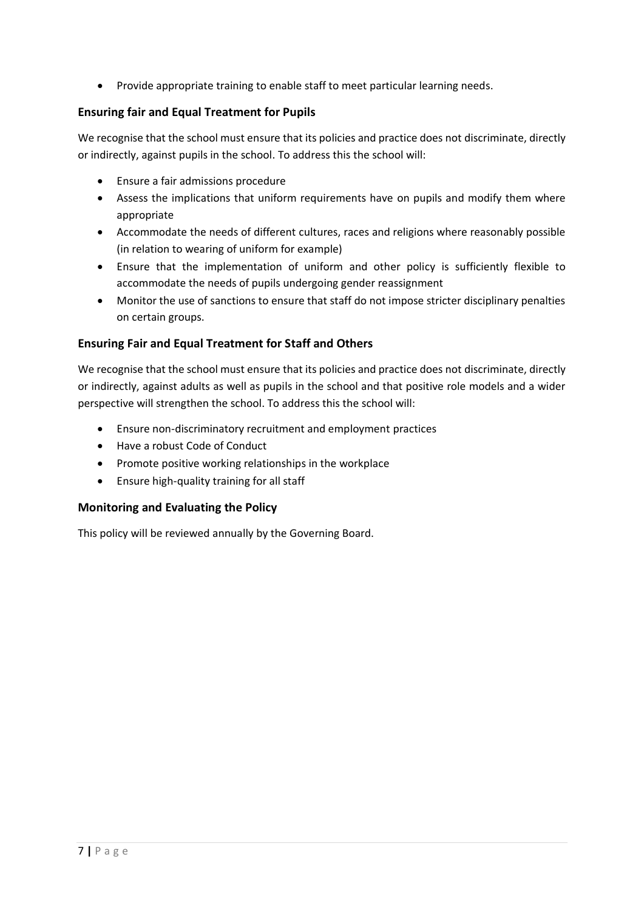- Provide appropriate training to enable staff to meet particular learning needs.

### Ensuring fair and Equal Treatment for Pupils

We recognise that the school must ensure that its policies and practice does not discriminate, directly or indirectly, against pupils in the school. To address this the school will:

- Ensure a fair admissions procedure
- Assess the implications that uniform requirements have on pupils and modify them where appropriate
- Accommodate the needs of different cultures, races and religions where reasonably possible (in relation to wearing of uniform for example)
- Ensure that the implementation of uniform and other policy is sufficiently flexible to accommodate the needs of pupils undergoing gender reassignment
- Monitor the use of sanctions to ensure that staff do not impose stricter disciplinary penalties on certain groups.

### Ensuring Fair and Equal Treatment for Staff and Others

We recognise that the school must ensure that its policies and practice does not discriminate, directly or indirectly, against adults as well as pupils in the school and that positive role models and a wider perspective will strengthen the school. To address this the school will:

- Ensure non-discriminatory recruitment and employment practices
- Have a robust Code of Conduct
- Promote positive working relationships in the workplace
- Ensure high-quality training for all staff

### Monitoring and Evaluating the Policy

This policy will be reviewed annually by the Governing Board.